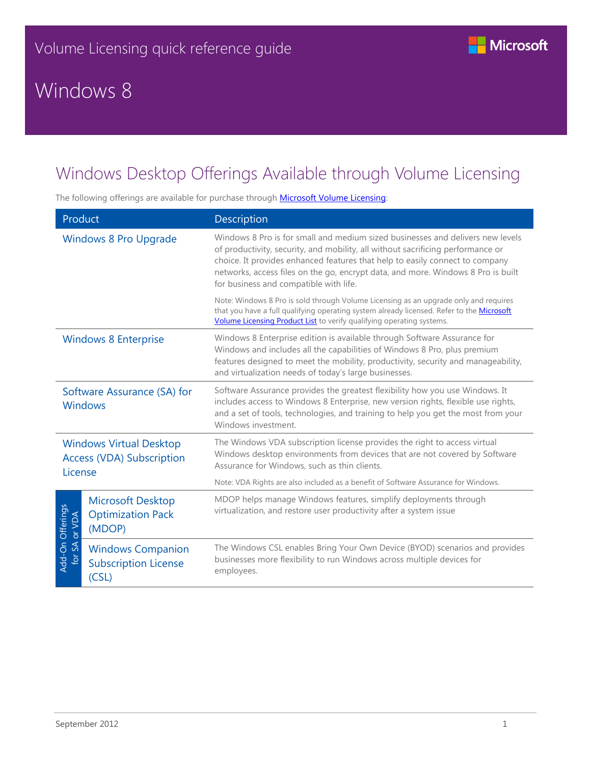Volume Licensing quick reference guide

# Windows 8

## Windows Desktop Offerings Available through Volume Licensing

The following offerings are available for purchase through [Microsoft Volume Licensing](#):

| Product | Description |
|---|---|
| Windows 8 Pro Upgrade | Windows 8 Pro is for small and medium sized businesses and delivers new levels of productivity, security, and mobility, all without sacrificing performance or choice. It provides enhanced features that help to easily connect to company networks, access files on the go, encrypt data, and more. Windows 8 Pro is built for business and compatible with life.<br><br>Note: Windows 8 Pro is sold through Volume Licensing as an upgrade only and requires that you have a full qualifying operating system already licensed. Refer to the [Microsoft Volume Licensing Product List](#) to verify qualifying operating systems. |
| Windows 8 Enterprise | Windows 8 Enterprise edition is available through Software Assurance for Windows and includes all the capabilities of Windows 8 Pro, plus premium features designed to meet the mobility, productivity, security and manageability, and virtualization needs of today's large businesses. |
| Software Assurance (SA) for Windows | Software Assurance provides the greatest flexibility how you use Windows. It includes access to Windows 8 Enterprise, new version rights, flexible use rights, and a set of tools, technologies, and training to help you get the most from your Windows investment. |
| Windows Virtual Desktop Access (VDA) Subscription License | The Windows VDA subscription license provides the right to access virtual Windows desktop environments from devices that are not covered by Software Assurance for Windows, such as thin clients.<br><br>Note: VDA Rights are also included as a benefit of Software Assurance for Windows. |
| Add-On Offerings for SA or VDA: Microsoft Desktop Optimization Pack (MDOP) | MDOP helps manage Windows features, simplify deployments through virtualization, and restore user productivity after a system issue |
| Add-On Offerings for SA or VDA: Windows Companion Subscription License (CSL) | The Windows CSL enables Bring Your Own Device (BYOD) scenarios and provides businesses more flexibility to run Windows across multiple devices for employees. |

September 2012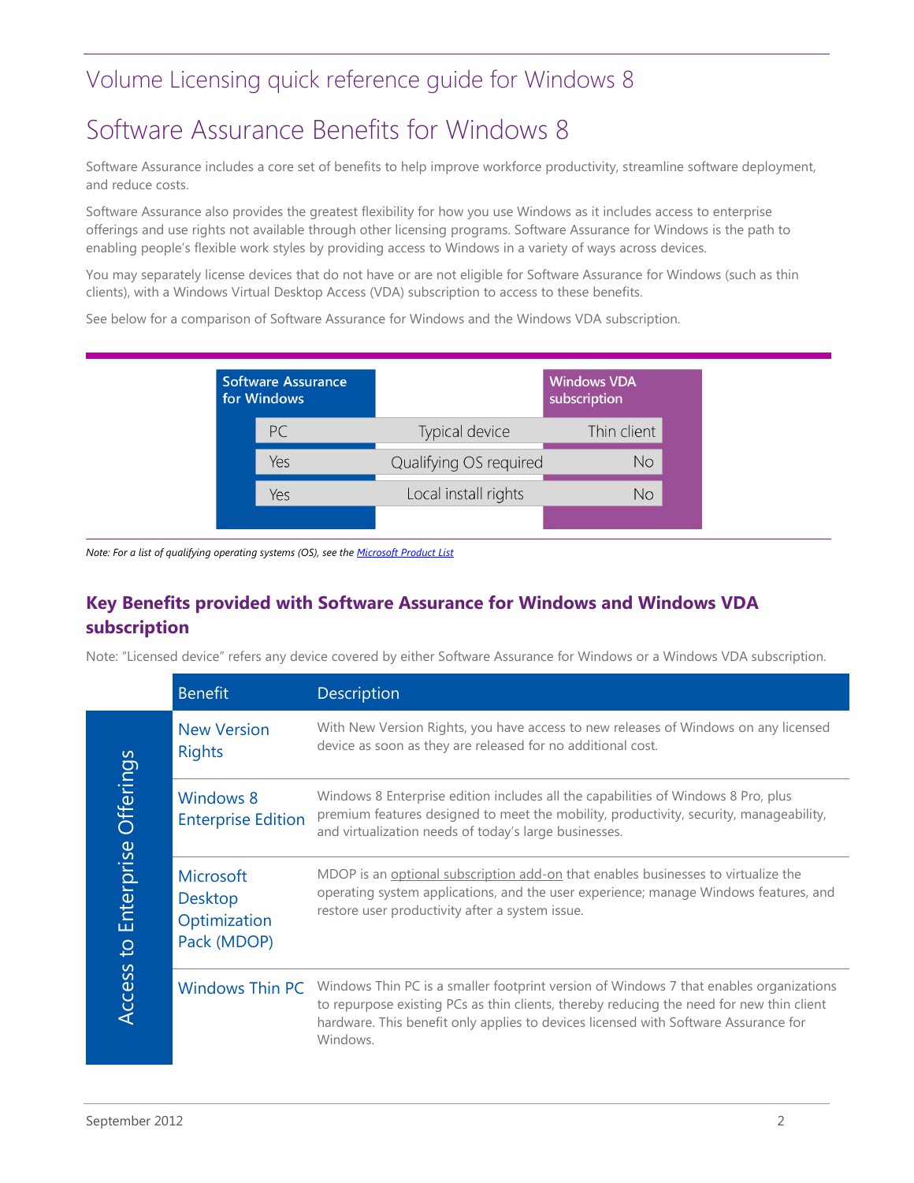# Volume Licensing quick reference guide for Windows 8

# Software Assurance Benefits for Windows 8

Software Assurance includes a core set of benefits to help improve workforce productivity, streamline software deployment, and reduce costs.

Software Assurance also provides the greatest flexibility for how you use Windows as it includes access to enterprise offerings and use rights not available through other licensing programs. Software Assurance for Windows is the path to enabling people's flexible work styles by providing access to Windows in a variety of ways across devices.

You may separately license devices that do not have or are not eligible for Software Assurance for Windows (such as thin clients), with a Windows Virtual Desktop Access (VDA) subscription to access to these benefits.

See below for a comparison of Software Assurance for Windows and the Windows VDA subscription.

| Software Assurance for Windows | | Windows VDA subscription |
|---|---|---|
| PC | Typical device | Thin client |
| Yes | Qualifying OS required | No |
| Yes | Local install rights | No |

*Note: For a list of qualifying operating systems (OS), see the [Microsoft Product List](Microsoft Product List)*

### Key Benefits provided with Software Assurance for Windows and Windows VDA subscription

Note: "Licensed device" refers any device covered by either Software Assurance for Windows or a Windows VDA subscription.

| | Benefit | Description |
|---|---|---|
| Access to Enterprise Offerings | New Version Rights | With New Version Rights, you have access to new releases of Windows on any licensed device as soon as they are released for no additional cost. |
| | Windows 8 Enterprise Edition | Windows 8 Enterprise edition includes all the capabilities of Windows 8 Pro, plus premium features designed to meet the mobility, productivity, security, manageability, and virtualization needs of today's large businesses. |
| | Microsoft Desktop Optimization Pack (MDOP) | MDOP is an optional subscription add-on that enables businesses to virtualize the operating system applications, and the user experience; manage Windows features, and restore user productivity after a system issue. |
| | Windows Thin PC | Windows Thin PC is a smaller footprint version of Windows 7 that enables organizations to repurpose existing PCs as thin clients, thereby reducing the need for new thin client hardware. This benefit only applies to devices licensed with Software Assurance for Windows. |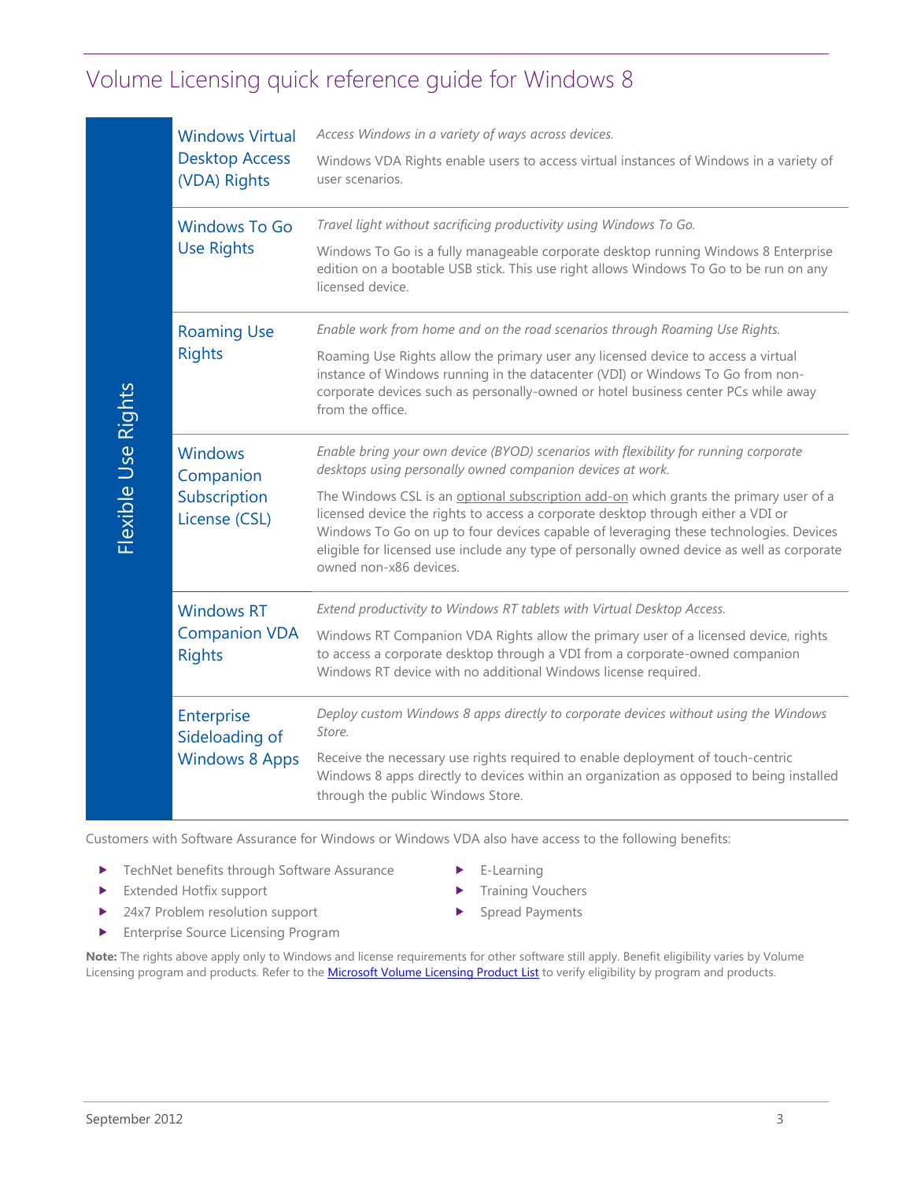# Volume Licensing quick reference guide for Windows 8

## Flexible Use Rights

| Right | Description |
|---|---|
| Windows Virtual Desktop Access (VDA) Rights | *Access Windows in a variety of ways across devices.*<br><br>Windows VDA Rights enable users to access virtual instances of Windows in a variety of user scenarios. |
| Windows To Go Use Rights | *Travel light without sacrificing productivity using Windows To Go.*<br><br>Windows To Go is a fully manageable corporate desktop running Windows 8 Enterprise edition on a bootable USB stick. This use right allows Windows To Go to be run on any licensed device. |
| Roaming Use Rights | *Enable work from home and on the road scenarios through Roaming Use Rights.*<br><br>Roaming Use Rights allow the primary user any licensed device to access a virtual instance of Windows running in the datacenter (VDI) or Windows To Go from non-corporate devices such as personally-owned or hotel business center PCs while away from the office. |
| Windows Companion Subscription License (CSL) | *Enable bring your own device (BYOD) scenarios with flexibility for running corporate desktops using personally owned companion devices at work.*<br><br>The Windows CSL is an optional subscription add-on which grants the primary user of a licensed device the rights to access a corporate desktop through either a VDI or Windows To Go on up to four devices capable of leveraging these technologies. Devices eligible for licensed use include any type of personally owned device as well as corporate owned non-x86 devices. |
| Windows RT Companion VDA Rights | *Extend productivity to Windows RT tablets with Virtual Desktop Access.*<br><br>Windows RT Companion VDA Rights allow the primary user of a licensed device, rights to access a corporate desktop through a VDI from a corporate-owned companion Windows RT device with no additional Windows license required. |
| Enterprise Sideloading of Windows 8 Apps | *Deploy custom Windows 8 apps directly to corporate devices without using the Windows Store.*<br><br>Receive the necessary use rights required to enable deployment of touch-centric Windows 8 apps directly to devices within an organization as opposed to being installed through the public Windows Store. |

Customers with Software Assurance for Windows or Windows VDA also have access to the following benefits:

- TechNet benefits through Software Assurance
- Extended Hotfix support
- 24x7 Problem resolution support
- Enterprise Source Licensing Program
- E-Learning
- Training Vouchers
- Spread Payments

**Note:** The rights above apply only to Windows and license requirements for other software still apply. Benefit eligibility varies by Volume Licensing program and products. Refer to the Microsoft Volume Licensing Product List to verify eligibility by program and products.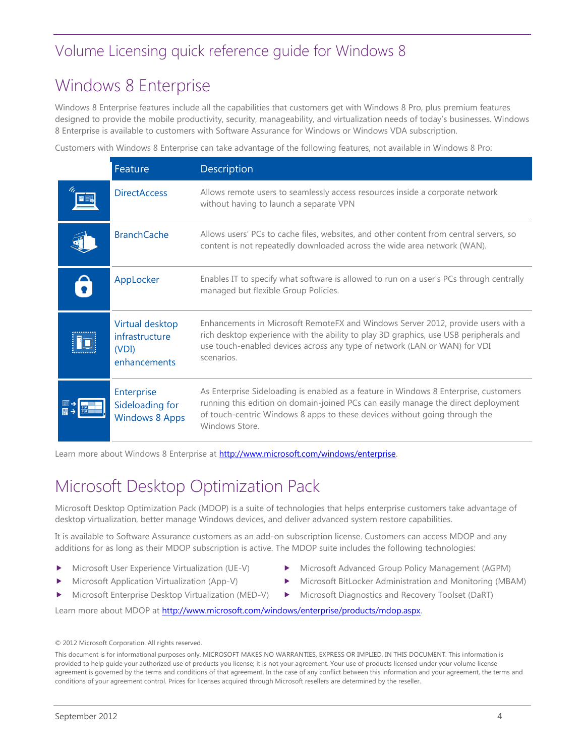# Volume Licensing quick reference guide for Windows 8

## Windows 8 Enterprise

Windows 8 Enterprise features include all the capabilities that customers get with Windows 8 Pro, plus premium features designed to provide the mobile productivity, security, manageability, and virtualization needs of today's businesses. Windows 8 Enterprise is available to customers with Software Assurance for Windows or Windows VDA subscription.

Customers with Windows 8 Enterprise can take advantage of the following features, not available in Windows 8 Pro:

| Feature | Description |
|---|---|
| DirectAccess | Allows remote users to seamlessly access resources inside a corporate network without having to launch a separate VPN |
| BranchCache | Allows users' PCs to cache files, websites, and other content from central servers, so content is not repeatedly downloaded across the wide area network (WAN). |
| AppLocker | Enables IT to specify what software is allowed to run on a user's PCs through centrally managed but flexible Group Policies. |
| Virtual desktop infrastructure (VDI) enhancements | Enhancements in Microsoft RemoteFX and Windows Server 2012, provide users with a rich desktop experience with the ability to play 3D graphics, use USB peripherals and use touch-enabled devices across any type of network (LAN or WAN) for VDI scenarios. |
| Enterprise Sideloading for Windows 8 Apps | As Enterprise Sideloading is enabled as a feature in Windows 8 Enterprise, customers running this edition on domain-joined PCs can easily manage the direct deployment of touch-centric Windows 8 apps to these devices without going through the Windows Store. |

Learn more about Windows 8 Enterprise at http://www.microsoft.com/windows/enterprise.

## Microsoft Desktop Optimization Pack

Microsoft Desktop Optimization Pack (MDOP) is a suite of technologies that helps enterprise customers take advantage of desktop virtualization, better manage Windows devices, and deliver advanced system restore capabilities.

It is available to Software Assurance customers as an add-on subscription license. Customers can access MDOP and any additions for as long as their MDOP subscription is active. The MDOP suite includes the following technologies:

- Microsoft User Experience Virtualization (UE-V)
- Microsoft Application Virtualization (App-V)
- Microsoft Enterprise Desktop Virtualization (MED-V)
- Microsoft Advanced Group Policy Management (AGPM)
- Microsoft BitLocker Administration and Monitoring (MBAM)
- Microsoft Diagnostics and Recovery Toolset (DaRT)

Learn more about MDOP at http://www.microsoft.com/windows/enterprise/products/mdop.aspx.

© 2012 Microsoft Corporation. All rights reserved.

This document is for informational purposes only. MICROSOFT MAKES NO WARRANTIES, EXPRESS OR IMPLIED, IN THIS DOCUMENT. This information is provided to help guide your authorized use of products you license; it is not your agreement. Your use of products licensed under your volume license agreement is governed by the terms and conditions of that agreement. In the case of any conflict between this information and your agreement, the terms and conditions of your agreement control. Prices for licenses acquired through Microsoft resellers are determined by the reseller.

September 2012